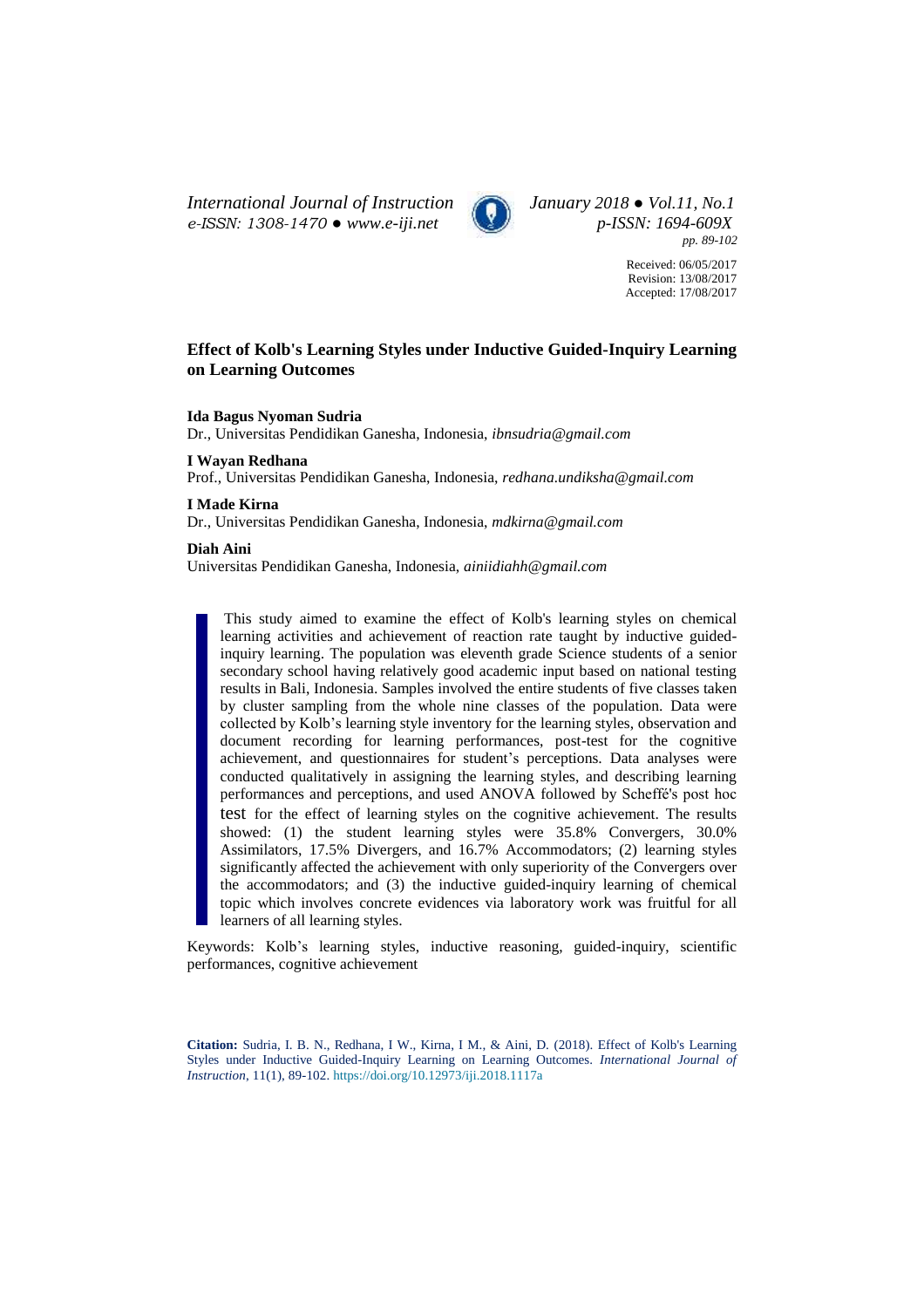Received: 06/05/2017
Revision: 13/08/2017
Accepted: 17/08/2017

# Effect of Kolb's Learning Styles under Inductive Guided-Inquiry Learning on Learning Outcomes

**Ida Bagus Nyoman Sudria**
Dr., Universitas Pendidikan Ganesha, Indonesia, *ibnsudria@gmail.com*

**I Wayan Redhana**
Prof., Universitas Pendidikan Ganesha, Indonesia, *redhana.undiksha@gmail.com*

**I Made Kirna**
Dr., Universitas Pendidikan Ganesha, Indonesia, *mdkirna@gmail.com*

**Diah Aini**
Universitas Pendidikan Ganesha, Indonesia, *ainiidiahh@gmail.com*

This study aimed to examine the effect of Kolb's learning styles on chemical learning activities and achievement of reaction rate taught by inductive guided-inquiry learning. The population was eleventh grade Science students of a senior secondary school having relatively good academic input based on national testing results in Bali, Indonesia. Samples involved the entire students of five classes taken by cluster sampling from the whole nine classes of the population. Data were collected by Kolb's learning style inventory for the learning styles, observation and document recording for learning performances, post-test for the cognitive achievement, and questionnaires for student's perceptions. Data analyses were conducted qualitatively in assigning the learning styles, and describing learning performances and perceptions, and used ANOVA followed by Scheffé's post hoc test for the effect of learning styles on the cognitive achievement. The results showed: (1) the student learning styles were 35.8% Convergers, 30.0% Assimilators, 17.5% Divergers, and 16.7% Accommodators; (2) learning styles significantly affected the achievement with only superiority of the Convergers over the accommodators; and (3) the inductive guided-inquiry learning of chemical topic which involves concrete evidences via laboratory work was fruitful for all learners of all learning styles.

Keywords: Kolb's learning styles, inductive reasoning, guided-inquiry, scientific performances, cognitive achievement

**Citation:** Sudria, I. B. N., Redhana, I W., Kirna, I M., & Aini, D. (2018). Effect of Kolb's Learning Styles under Inductive Guided-Inquiry Learning on Learning Outcomes. *International Journal of Instruction*, 11(1), 89-102. https://doi.org/10.12973/iji.2018.1117a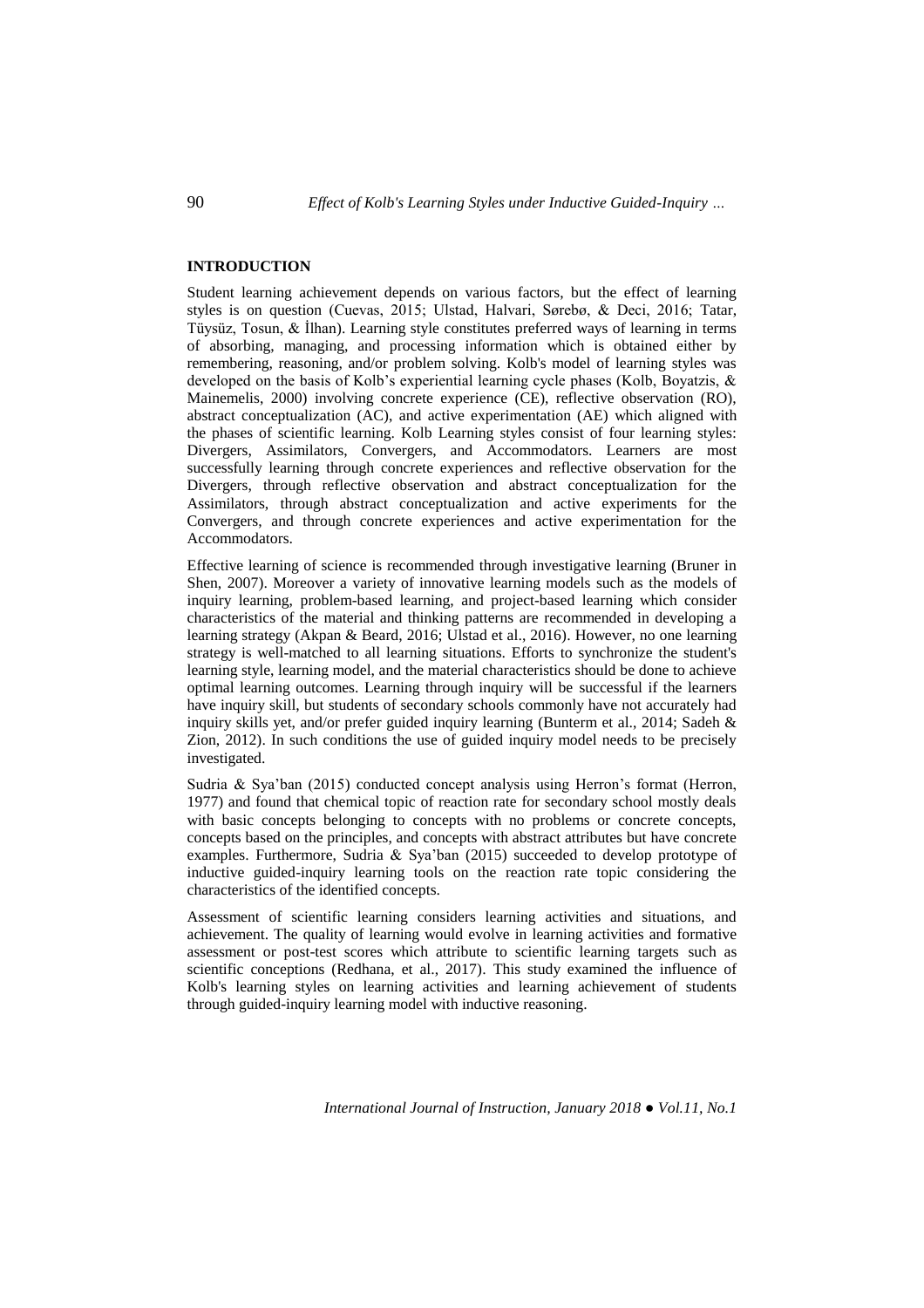## INTRODUCTION

Student learning achievement depends on various factors, but the effect of learning styles is on question (Cuevas, 2015; Ulstad, Halvari, Sørebø, & Deci, 2016; Tatar, Tüysüz, Tosun, & İlhan). Learning style constitutes preferred ways of learning in terms of absorbing, managing, and processing information which is obtained either by remembering, reasoning, and/or problem solving. Kolb's model of learning styles was developed on the basis of Kolb's experiential learning cycle phases (Kolb, Boyatzis, & Mainemelis, 2000) involving concrete experience (CE), reflective observation (RO), abstract conceptualization (AC), and active experimentation (AE) which aligned with the phases of scientific learning. Kolb Learning styles consist of four learning styles: Divergers, Assimilators, Convergers, and Accommodators. Learners are most successfully learning through concrete experiences and reflective observation for the Divergers, through reflective observation and abstract conceptualization for the Assimilators, through abstract conceptualization and active experiments for the Convergers, and through concrete experiences and active experimentation for the Accommodators.

Effective learning of science is recommended through investigative learning (Bruner in Shen, 2007). Moreover a variety of innovative learning models such as the models of inquiry learning, problem-based learning, and project-based learning which consider characteristics of the material and thinking patterns are recommended in developing a learning strategy (Akpan & Beard, 2016; Ulstad et al., 2016). However, no one learning strategy is well-matched to all learning situations. Efforts to synchronize the student's learning style, learning model, and the material characteristics should be done to achieve optimal learning outcomes. Learning through inquiry will be successful if the learners have inquiry skill, but students of secondary schools commonly have not accurately had inquiry skills yet, and/or prefer guided inquiry learning (Bunterm et al., 2014; Sadeh & Zion, 2012). In such conditions the use of guided inquiry model needs to be precisely investigated.

Sudria & Sya'ban (2015) conducted concept analysis using Herron's format (Herron, 1977) and found that chemical topic of reaction rate for secondary school mostly deals with basic concepts belonging to concepts with no problems or concrete concepts, concepts based on the principles, and concepts with abstract attributes but have concrete examples. Furthermore, Sudria & Sya'ban (2015) succeeded to develop prototype of inductive guided-inquiry learning tools on the reaction rate topic considering the characteristics of the identified concepts.

Assessment of scientific learning considers learning activities and situations, and achievement. The quality of learning would evolve in learning activities and formative assessment or post-test scores which attribute to scientific learning targets such as scientific conceptions (Redhana, et al., 2017). This study examined the influence of Kolb's learning styles on learning activities and learning achievement of students through guided-inquiry learning model with inductive reasoning.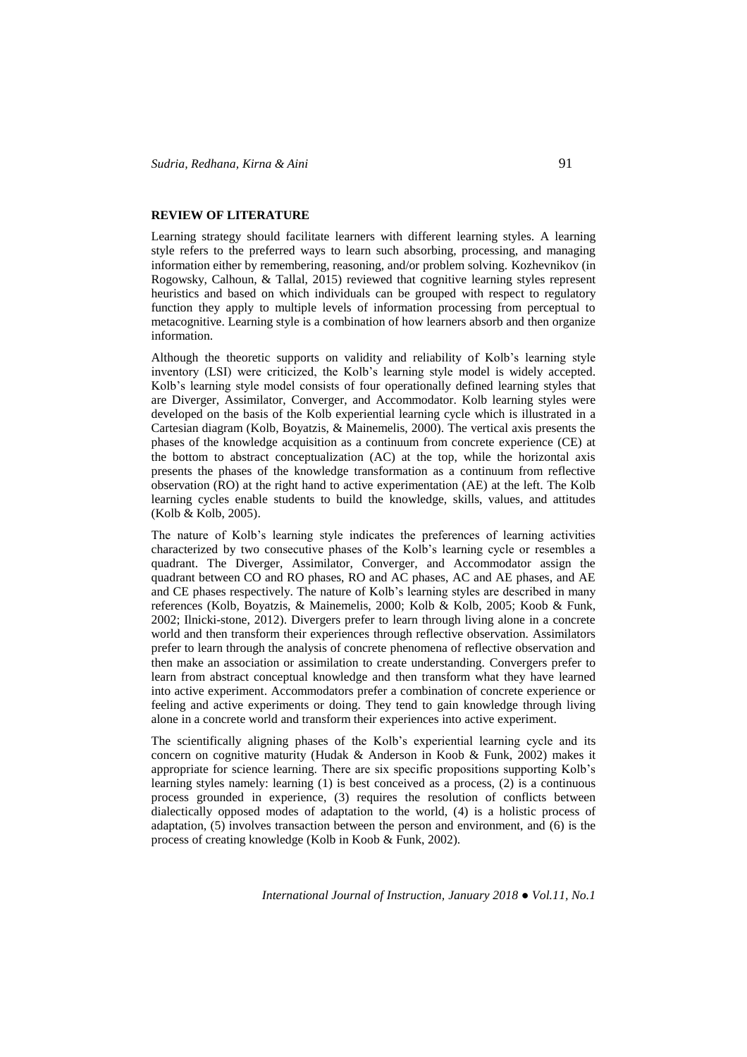## REVIEW OF LITERATURE

Learning strategy should facilitate learners with different learning styles. A learning style refers to the preferred ways to learn such absorbing, processing, and managing information either by remembering, reasoning, and/or problem solving. Kozhevnikov (in Rogowsky, Calhoun, & Tallal, 2015) reviewed that cognitive learning styles represent heuristics and based on which individuals can be grouped with respect to regulatory function they apply to multiple levels of information processing from perceptual to metacognitive. Learning style is a combination of how learners absorb and then organize information.

Although the theoretic supports on validity and reliability of Kolb's learning style inventory (LSI) were criticized, the Kolb's learning style model is widely accepted. Kolb's learning style model consists of four operationally defined learning styles that are Diverger, Assimilator, Converger, and Accommodator. Kolb learning styles were developed on the basis of the Kolb experiential learning cycle which is illustrated in a Cartesian diagram (Kolb, Boyatzis, & Mainemelis, 2000). The vertical axis presents the phases of the knowledge acquisition as a continuum from concrete experience (CE) at the bottom to abstract conceptualization (AC) at the top, while the horizontal axis presents the phases of the knowledge transformation as a continuum from reflective observation (RO) at the right hand to active experimentation (AE) at the left. The Kolb learning cycles enable students to build the knowledge, skills, values, and attitudes (Kolb & Kolb, 2005).

The nature of Kolb's learning style indicates the preferences of learning activities characterized by two consecutive phases of the Kolb's learning cycle or resembles a quadrant. The Diverger, Assimilator, Converger, and Accommodator assign the quadrant between CO and RO phases, RO and AC phases, AC and AE phases, and AE and CE phases respectively. The nature of Kolb's learning styles are described in many references (Kolb, Boyatzis, & Mainemelis, 2000; Kolb & Kolb, 2005; Koob & Funk, 2002; Ilnicki-stone, 2012). Divergers prefer to learn through living alone in a concrete world and then transform their experiences through reflective observation. Assimilators prefer to learn through the analysis of concrete phenomena of reflective observation and then make an association or assimilation to create understanding. Convergers prefer to learn from abstract conceptual knowledge and then transform what they have learned into active experiment. Accommodators prefer a combination of concrete experience or feeling and active experiments or doing. They tend to gain knowledge through living alone in a concrete world and transform their experiences into active experiment.

The scientifically aligning phases of the Kolb's experiential learning cycle and its concern on cognitive maturity (Hudak & Anderson in Koob & Funk, 2002) makes it appropriate for science learning. There are six specific propositions supporting Kolb's learning styles namely: learning (1) is best conceived as a process, (2) is a continuous process grounded in experience, (3) requires the resolution of conflicts between dialectically opposed modes of adaptation to the world, (4) is a holistic process of adaptation, (5) involves transaction between the person and environment, and (6) is the process of creating knowledge (Kolb in Koob & Funk, 2002).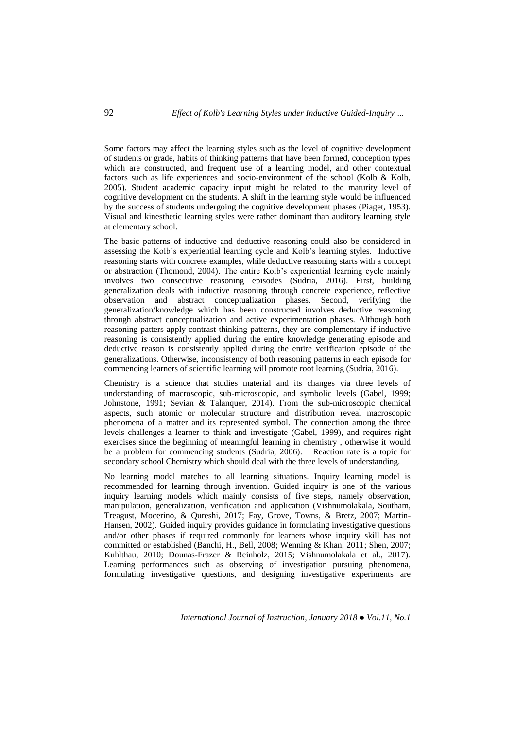Some factors may affect the learning styles such as the level of cognitive development of students or grade, habits of thinking patterns that have been formed, conception types which are constructed, and frequent use of a learning model, and other contextual factors such as life experiences and socio-environment of the school (Kolb & Kolb, 2005). Student academic capacity input might be related to the maturity level of cognitive development on the students. A shift in the learning style would be influenced by the success of students undergoing the cognitive development phases (Piaget, 1953). Visual and kinesthetic learning styles were rather dominant than auditory learning style at elementary school.

The basic patterns of inductive and deductive reasoning could also be considered in assessing the Kolb's experiential learning cycle and Kolb's learning styles. Inductive reasoning starts with concrete examples, while deductive reasoning starts with a concept or abstraction (Thomond, 2004). The entire Kolb's experiential learning cycle mainly involves two consecutive reasoning episodes (Sudria, 2016). First, building generalization deals with inductive reasoning through concrete experience, reflective observation and abstract conceptualization phases. Second, verifying the generalization/knowledge which has been constructed involves deductive reasoning through abstract conceptualization and active experimentation phases. Although both reasoning patters apply contrast thinking patterns, they are complementary if inductive reasoning is consistently applied during the entire knowledge generating episode and deductive reason is consistently applied during the entire verification episode of the generalizations. Otherwise, inconsistency of both reasoning patterns in each episode for commencing learners of scientific learning will promote root learning (Sudria, 2016).

Chemistry is a science that studies material and its changes via three levels of understanding of macroscopic, sub-microscopic, and symbolic levels (Gabel, 1999; Johnstone, 1991; Sevian & Talanquer, 2014). From the sub-microscopic chemical aspects, such atomic or molecular structure and distribution reveal macroscopic phenomena of a matter and its represented symbol. The connection among the three levels challenges a learner to think and investigate (Gabel, 1999), and requires right exercises since the beginning of meaningful learning in chemistry , otherwise it would be a problem for commencing students (Sudria, 2006). Reaction rate is a topic for secondary school Chemistry which should deal with the three levels of understanding.

No learning model matches to all learning situations. Inquiry learning model is recommended for learning through invention. Guided inquiry is one of the various inquiry learning models which mainly consists of five steps, namely observation, manipulation, generalization, verification and application (Vishnumolakala, Southam, Treagust, Mocerino, & Qureshi, 2017; Fay, Grove, Towns, & Bretz, 2007; Martin-Hansen, 2002). Guided inquiry provides guidance in formulating investigative questions and/or other phases if required commonly for learners whose inquiry skill has not committed or established (Banchi, H., Bell, 2008; Wenning & Khan, 2011; Shen, 2007; Kuhlthau, 2010; Dounas-Frazer & Reinholz, 2015; Vishnumolakala et al., 2017). Learning performances such as observing of investigation pursuing phenomena, formulating investigative questions, and designing investigative experiments are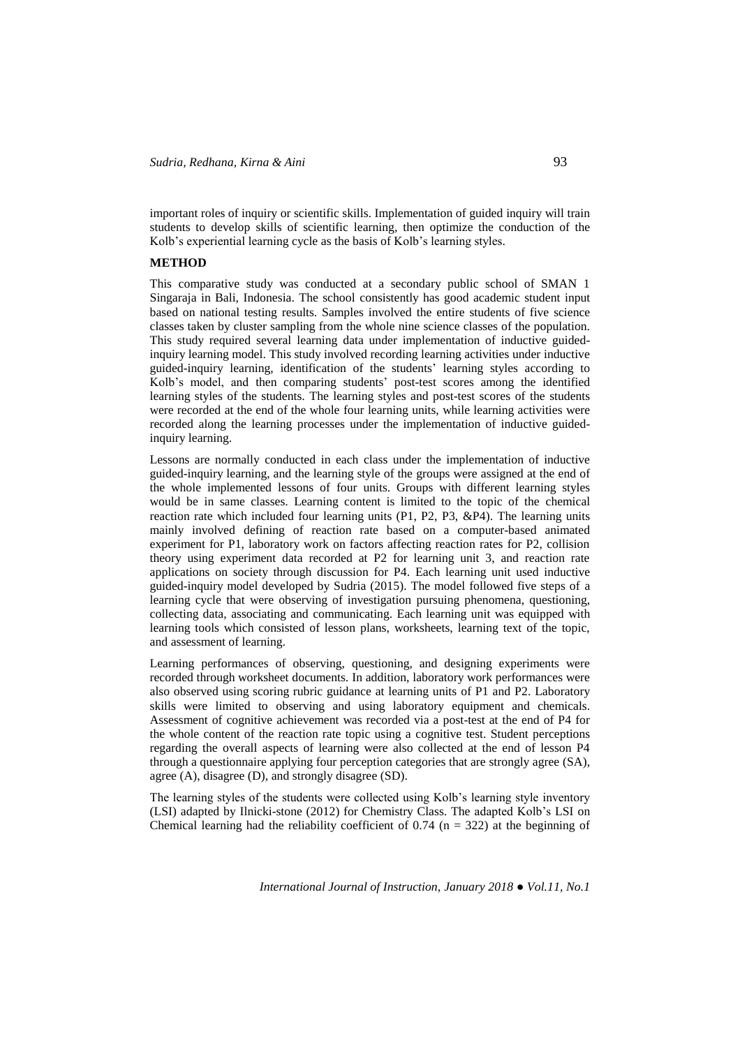important roles of inquiry or scientific skills. Implementation of guided inquiry will train students to develop skills of scientific learning, then optimize the conduction of the Kolb's experiential learning cycle as the basis of Kolb's learning styles.

## METHOD

This comparative study was conducted at a secondary public school of SMAN 1 Singaraja in Bali, Indonesia. The school consistently has good academic student input based on national testing results. Samples involved the entire students of five science classes taken by cluster sampling from the whole nine science classes of the population. This study required several learning data under implementation of inductive guided-inquiry learning model. This study involved recording learning activities under inductive guided-inquiry learning, identification of the students' learning styles according to Kolb's model, and then comparing students' post-test scores among the identified learning styles of the students. The learning styles and post-test scores of the students were recorded at the end of the whole four learning units, while learning activities were recorded along the learning processes under the implementation of inductive guided-inquiry learning.

Lessons are normally conducted in each class under the implementation of inductive guided-inquiry learning, and the learning style of the groups were assigned at the end of the whole implemented lessons of four units. Groups with different learning styles would be in same classes. Learning content is limited to the topic of the chemical reaction rate which included four learning units (P1, P2, P3, &P4). The learning units mainly involved defining of reaction rate based on a computer-based animated experiment for P1, laboratory work on factors affecting reaction rates for P2, collision theory using experiment data recorded at P2 for learning unit 3, and reaction rate applications on society through discussion for P4. Each learning unit used inductive guided-inquiry model developed by Sudria (2015). The model followed five steps of a learning cycle that were observing of investigation pursuing phenomena, questioning, collecting data, associating and communicating. Each learning unit was equipped with learning tools which consisted of lesson plans, worksheets, learning text of the topic, and assessment of learning.

Learning performances of observing, questioning, and designing experiments were recorded through worksheet documents. In addition, laboratory work performances were also observed using scoring rubric guidance at learning units of P1 and P2. Laboratory skills were limited to observing and using laboratory equipment and chemicals. Assessment of cognitive achievement was recorded via a post-test at the end of P4 for the whole content of the reaction rate topic using a cognitive test. Student perceptions regarding the overall aspects of learning were also collected at the end of lesson P4 through a questionnaire applying four perception categories that are strongly agree (SA), agree (A), disagree (D), and strongly disagree (SD).

The learning styles of the students were collected using Kolb's learning style inventory (LSI) adapted by Ilnicki-stone (2012) for Chemistry Class. The adapted Kolb's LSI on Chemical learning had the reliability coefficient of 0.74 ($n = 322$) at the beginning of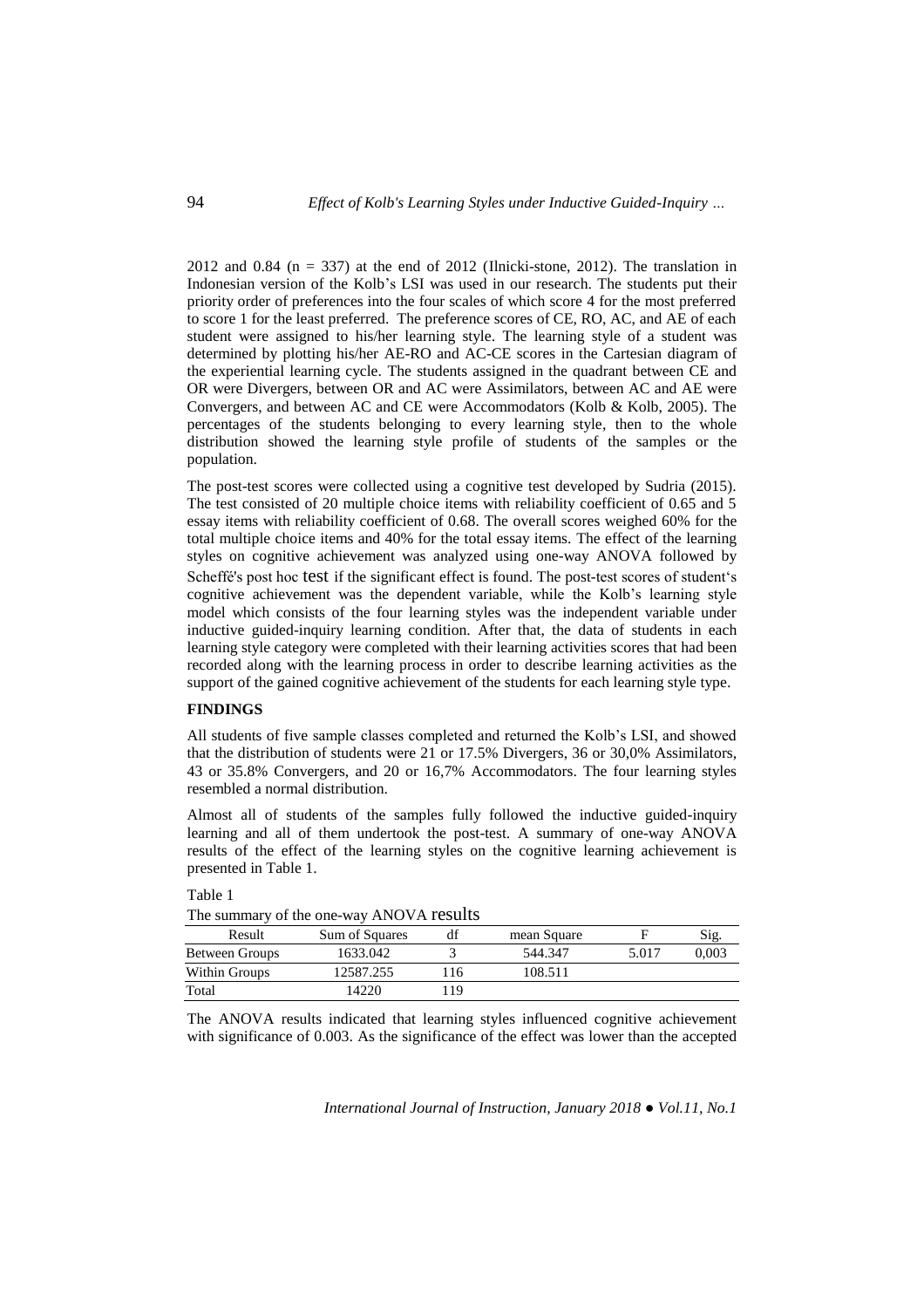2012 and 0.84 ($n = 337$) at the end of 2012 (Ilnicki-stone, 2012). The translation in Indonesian version of the Kolb's LSI was used in our research. The students put their priority order of preferences into the four scales of which score 4 for the most preferred to score 1 for the least preferred. The preference scores of CE, RO, AC, and AE of each student were assigned to his/her learning style. The learning style of a student was determined by plotting his/her AE-RO and AC-CE scores in the Cartesian diagram of the experiential learning cycle. The students assigned in the quadrant between CE and OR were Divergers, between OR and AC were Assimilators, between AC and AE were Convergers, and between AC and CE were Accommodators (Kolb & Kolb, 2005). The percentages of the students belonging to every learning style, then to the whole distribution showed the learning style profile of students of the samples or the population.

The post-test scores were collected using a cognitive test developed by Sudria (2015). The test consisted of 20 multiple choice items with reliability coefficient of 0.65 and 5 essay items with reliability coefficient of 0.68. The overall scores weighed 60% for the total multiple choice items and 40% for the total essay items. The effect of the learning styles on cognitive achievement was analyzed using one-way ANOVA followed by Scheffé's post hoc test if the significant effect is found. The post-test scores of student's cognitive achievement was the dependent variable, while the Kolb's learning style model which consists of the four learning styles was the independent variable under inductive guided-inquiry learning condition. After that, the data of students in each learning style category were completed with their learning activities scores that had been recorded along with the learning process in order to describe learning activities as the support of the gained cognitive achievement of the students for each learning style type.

## FINDINGS

All students of five sample classes completed and returned the Kolb's LSI, and showed that the distribution of students were 21 or 17.5% Divergers, 36 or 30,0% Assimilators, 43 or 35.8% Convergers, and 20 or 16,7% Accommodators. The four learning styles resembled a normal distribution.

Almost all of students of the samples fully followed the inductive guided-inquiry learning and all of them undertook the post-test. A summary of one-way ANOVA results of the effect of the learning styles on the cognitive learning achievement is presented in Table 1.

Table 1

The summary of the one-way ANOVA results

| Result | Sum of Squares | df | mean Square | F | Sig. |
|---|---|---|---|---|---|
| Between Groups | 1633.042 | 3 | 544.347 | 5.017 | 0,003 |
| Within Groups | 12587.255 | 116 | 108.511 | | |
| Total | 14220 | 119 | | | |

The ANOVA results indicated that learning styles influenced cognitive achievement with significance of 0.003. As the significance of the effect was lower than the accepted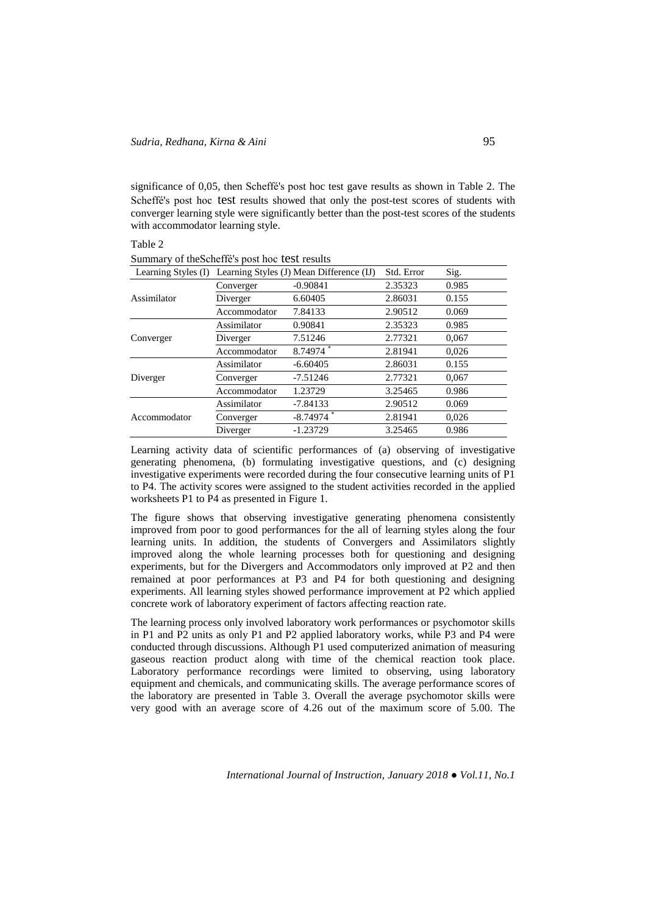significance of 0,05, then Scheffé's post hoc test gave results as shown in Table 2. The Scheffé's post hoc test results showed that only the post-test scores of students with converger learning style were significantly better than the post-test scores of the students with accommodator learning style.

Table 2

Summary of theScheffé's post hoc test results

| Learning Styles (I) | Learning Styles (J) | Mean Difference (IJ) | Std. Error | Sig. |
|---|---|---|---|---|
| Assimilator | Converger | -0.90841 | 2.35323 | 0.985 |
| | Diverger | 6.60405 | 2.86031 | 0.155 |
| | Accommodator | 7.84133 | 2.90512 | 0.069 |
| Converger | Assimilator | 0.90841 | 2.35323 | 0.985 |
| | Diverger | 7.51246 | 2.77321 | 0,067 |
| | Accommodator | 8.74974 * | 2.81941 | 0,026 |
| Diverger | Assimilator | -6.60405 | 2.86031 | 0.155 |
| | Converger | -7.51246 | 2.77321 | 0,067 |
| | Accommodator | 1.23729 | 3.25465 | 0.986 |
| Accommodator | Assimilator | -7.84133 | 2.90512 | 0.069 |
| | Converger | -8.74974 * | 2.81941 | 0,026 |
| | Diverger | -1.23729 | 3.25465 | 0.986 |

Learning activity data of scientific performances of (a) observing of investigative generating phenomena, (b) formulating investigative questions, and (c) designing investigative experiments were recorded during the four consecutive learning units of P1 to P4. The activity scores were assigned to the student activities recorded in the applied worksheets P1 to P4 as presented in Figure 1.

The figure shows that observing investigative generating phenomena consistently improved from poor to good performances for the all of learning styles along the four learning units. In addition, the students of Convergers and Assimilators slightly improved along the whole learning processes both for questioning and designing experiments, but for the Divergers and Accommodators only improved at P2 and then remained at poor performances at P3 and P4 for both questioning and designing experiments. All learning styles showed performance improvement at P2 which applied concrete work of laboratory experiment of factors affecting reaction rate.

The learning process only involved laboratory work performances or psychomotor skills in P1 and P2 units as only P1 and P2 applied laboratory works, while P3 and P4 were conducted through discussions. Although P1 used computerized animation of measuring gaseous reaction product along with time of the chemical reaction took place. Laboratory performance recordings were limited to observing, using laboratory equipment and chemicals, and communicating skills. The average performance scores of the laboratory are presented in Table 3. Overall the average psychomotor skills were very good with an average score of 4.26 out of the maximum score of 5.00. The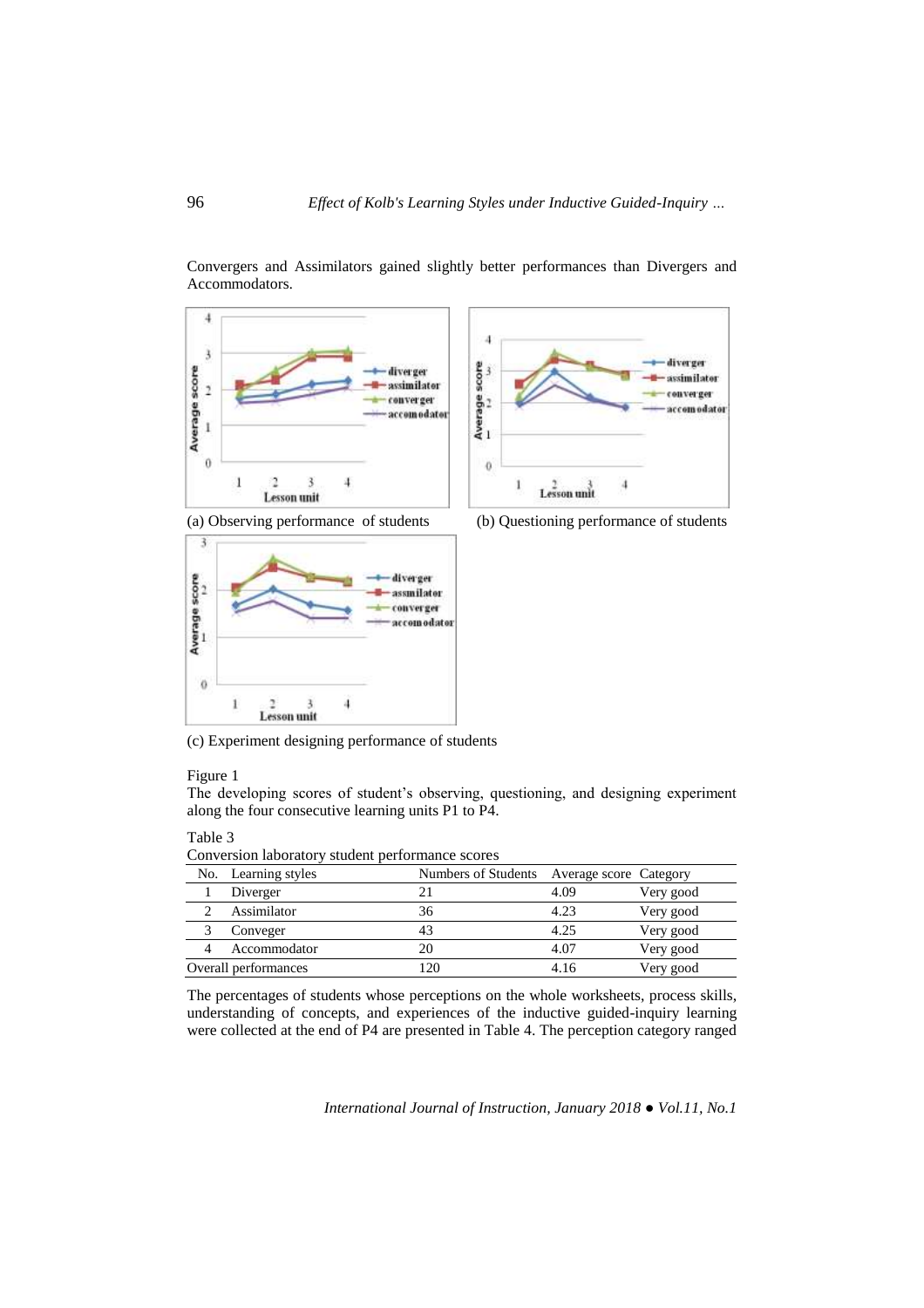Convergers and Assimilators gained slightly better performances than Divergers and Accommodators.

(a) Observing performance of students

(b) Questioning performance of students

(c) Experiment designing performance of students

Figure 1
The developing scores of student's observing, questioning, and designing experiment along the four consecutive learning units P1 to P4.

Table 3
Conversion laboratory student performance scores

| No. | Learning styles | Numbers of Students | Average score | Category |
|---|---|---|---|---|
| 1 | Diverger | 21 | 4.09 | Very good |
| 2 | Assimilator | 36 | 4.23 | Very good |
| 3 | Conveger | 43 | 4.25 | Very good |
| 4 | Accommodator | 20 | 4.07 | Very good |
| Overall performances | | 120 | 4.16 | Very good |

The percentages of students whose perceptions on the whole worksheets, process skills, understanding of concepts, and experiences of the inductive guided-inquiry learning were collected at the end of P4 are presented in Table 4. The perception category ranged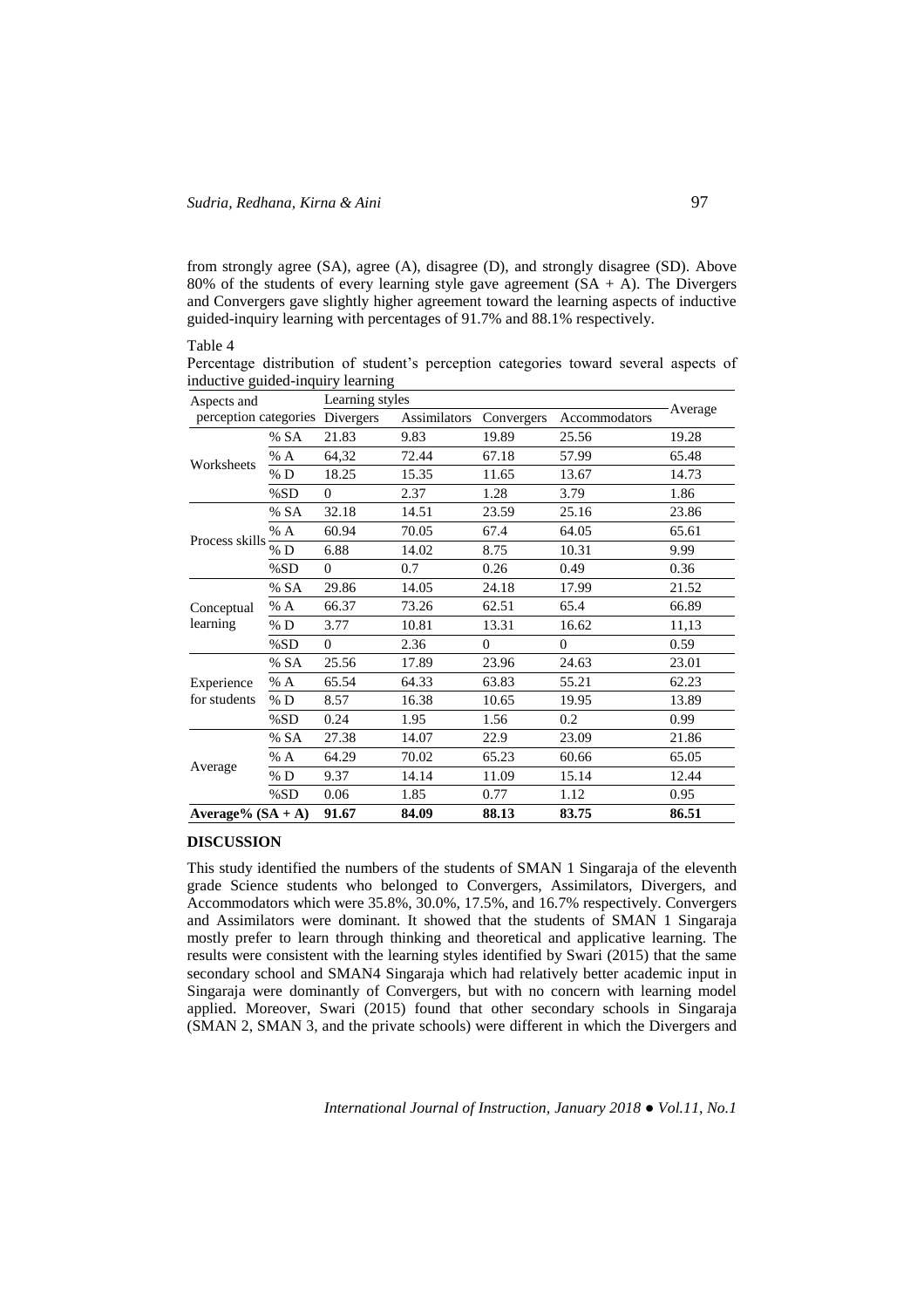from strongly agree (SA), agree (A), disagree (D), and strongly disagree (SD). Above 80% of the students of every learning style gave agreement (SA + A). The Divergers and Convergers gave slightly higher agreement toward the learning aspects of inductive guided-inquiry learning with percentages of 91.7% and 88.1% respectively.

Table 4

Percentage distribution of student's perception categories toward several aspects of inductive guided-inquiry learning

| Aspects and perception categories | | Learning styles | | | | Average |
|---|---|---|---|---|---|---|
| | | Divergers | Assimilators | Convergers | Accommodators | |
| Worksheets | % SA | 21.83 | 9.83 | 19.89 | 25.56 | 19.28 |
| | % A | 64,32 | 72.44 | 67.18 | 57.99 | 65.48 |
| | % D | 18.25 | 15.35 | 11.65 | 13.67 | 14.73 |
| | %SD | 0 | 2.37 | 1.28 | 3.79 | 1.86 |
| Process skills | % SA | 32.18 | 14.51 | 23.59 | 25.16 | 23.86 |
| | % A | 60.94 | 70.05 | 67.4 | 64.05 | 65.61 |
| | % D | 6.88 | 14.02 | 8.75 | 10.31 | 9.99 |
| | %SD | 0 | 0.7 | 0.26 | 0.49 | 0.36 |
| Conceptual learning | % SA | 29.86 | 14.05 | 24.18 | 17.99 | 21.52 |
| | % A | 66.37 | 73.26 | 62.51 | 65.4 | 66.89 |
| | % D | 3.77 | 10.81 | 13.31 | 16.62 | 11,13 |
| | %SD | 0 | 2.36 | 0 | 0 | 0.59 |
| Experience for students | % SA | 25.56 | 17.89 | 23.96 | 24.63 | 23.01 |
| | % A | 65.54 | 64.33 | 63.83 | 55.21 | 62.23 |
| | % D | 8.57 | 16.38 | 10.65 | 19.95 | 13.89 |
| | %SD | 0.24 | 1.95 | 1.56 | 0.2 | 0.99 |
| Average | % SA | 27.38 | 14.07 | 22.9 | 23.09 | 21.86 |
| | % A | 64.29 | 70.02 | 65.23 | 60.66 | 65.05 |
| | % D | 9.37 | 14.14 | 11.09 | 15.14 | 12.44 |
| | %SD | 0.06 | 1.85 | 0.77 | 1.12 | 0.95 |
| **Average% (SA + A)** | | **91.67** | **84.09** | **88.13** | **83.75** | **86.51** |

## DISCUSSION

This study identified the numbers of the students of SMAN 1 Singaraja of the eleventh grade Science students who belonged to Convergers, Assimilators, Divergers, and Accommodators which were 35.8%, 30.0%, 17.5%, and 16.7% respectively. Convergers and Assimilators were dominant. It showed that the students of SMAN 1 Singaraja mostly prefer to learn through thinking and theoretical and applicative learning. The results were consistent with the learning styles identified by Swari (2015) that the same secondary school and SMAN4 Singaraja which had relatively better academic input in Singaraja were dominantly of Convergers, but with no concern with learning model applied. Moreover, Swari (2015) found that other secondary schools in Singaraja (SMAN 2, SMAN 3, and the private schools) were different in which the Divergers and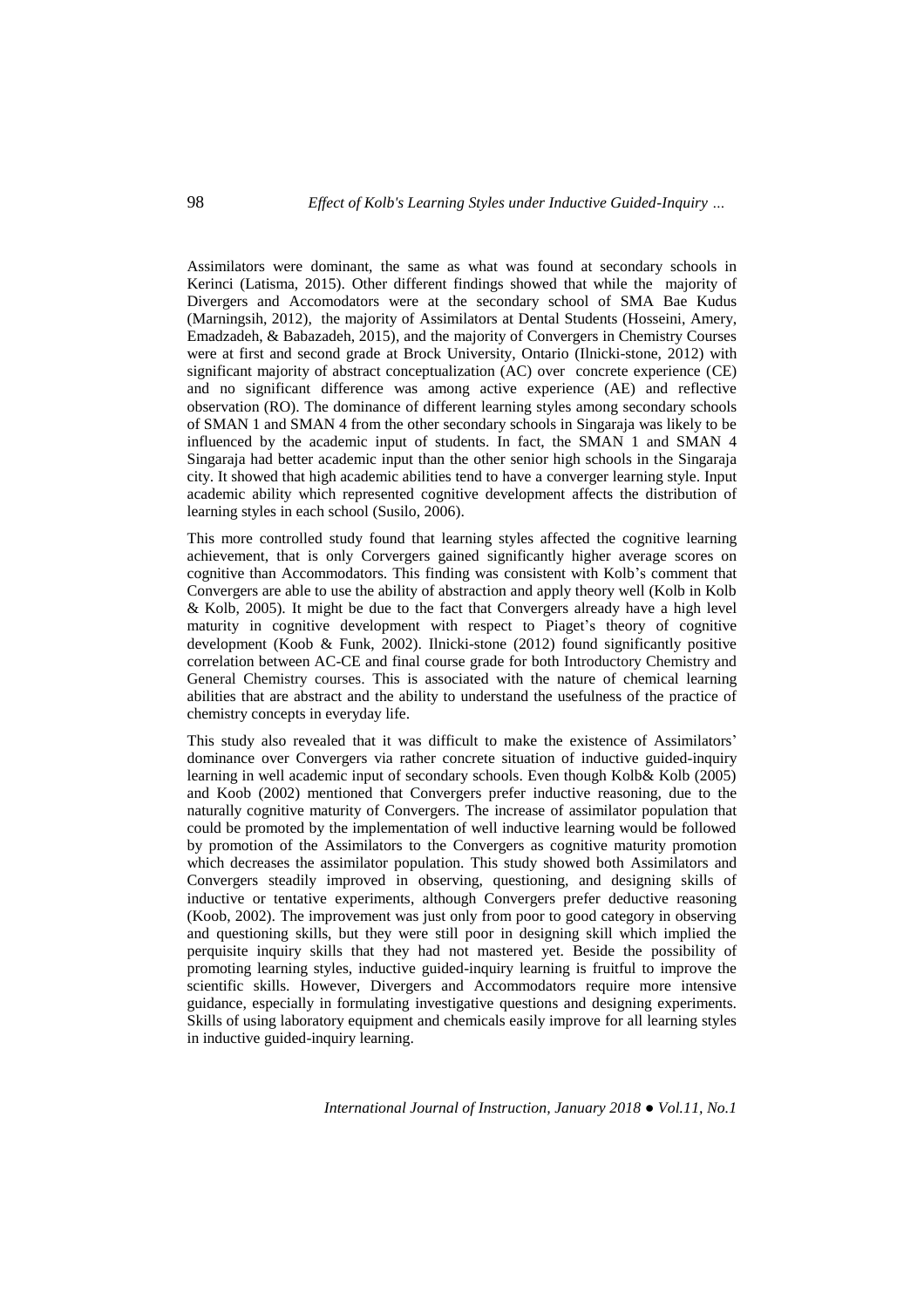Assimilators were dominant, the same as what was found at secondary schools in Kerinci (Latisma, 2015). Other different findings showed that while the majority of Divergers and Accomodators were at the secondary school of SMA Bae Kudus (Marningsih, 2012), the majority of Assimilators at Dental Students (Hosseini, Amery, Emadzadeh, & Babazadeh, 2015), and the majority of Convergers in Chemistry Courses were at first and second grade at Brock University, Ontario (Ilnicki-stone, 2012) with significant majority of abstract conceptualization (AC) over concrete experience (CE) and no significant difference was among active experience (AE) and reflective observation (RO). The dominance of different learning styles among secondary schools of SMAN 1 and SMAN 4 from the other secondary schools in Singaraja was likely to be influenced by the academic input of students. In fact, the SMAN 1 and SMAN 4 Singaraja had better academic input than the other senior high schools in the Singaraja city. It showed that high academic abilities tend to have a converger learning style. Input academic ability which represented cognitive development affects the distribution of learning styles in each school (Susilo, 2006).

This more controlled study found that learning styles affected the cognitive learning achievement, that is only Corvergers gained significantly higher average scores on cognitive than Accommodators. This finding was consistent with Kolb's comment that Convergers are able to use the ability of abstraction and apply theory well (Kolb in Kolb & Kolb, 2005). It might be due to the fact that Convergers already have a high level maturity in cognitive development with respect to Piaget's theory of cognitive development (Koob & Funk, 2002). Ilnicki-stone (2012) found significantly positive correlation between AC-CE and final course grade for both Introductory Chemistry and General Chemistry courses. This is associated with the nature of chemical learning abilities that are abstract and the ability to understand the usefulness of the practice of chemistry concepts in everyday life.

This study also revealed that it was difficult to make the existence of Assimilators' dominance over Convergers via rather concrete situation of inductive guided-inquiry learning in well academic input of secondary schools. Even though Kolb& Kolb (2005) and Koob (2002) mentioned that Convergers prefer inductive reasoning, due to the naturally cognitive maturity of Convergers. The increase of assimilator population that could be promoted by the implementation of well inductive learning would be followed by promotion of the Assimilators to the Convergers as cognitive maturity promotion which decreases the assimilator population. This study showed both Assimilators and Convergers steadily improved in observing, questioning, and designing skills of inductive or tentative experiments, although Convergers prefer deductive reasoning (Koob, 2002). The improvement was just only from poor to good category in observing and questioning skills, but they were still poor in designing skill which implied the perquisite inquiry skills that they had not mastered yet. Beside the possibility of promoting learning styles, inductive guided-inquiry learning is fruitful to improve the scientific skills. However, Divergers and Accommodators require more intensive guidance, especially in formulating investigative questions and designing experiments. Skills of using laboratory equipment and chemicals easily improve for all learning styles in inductive guided-inquiry learning.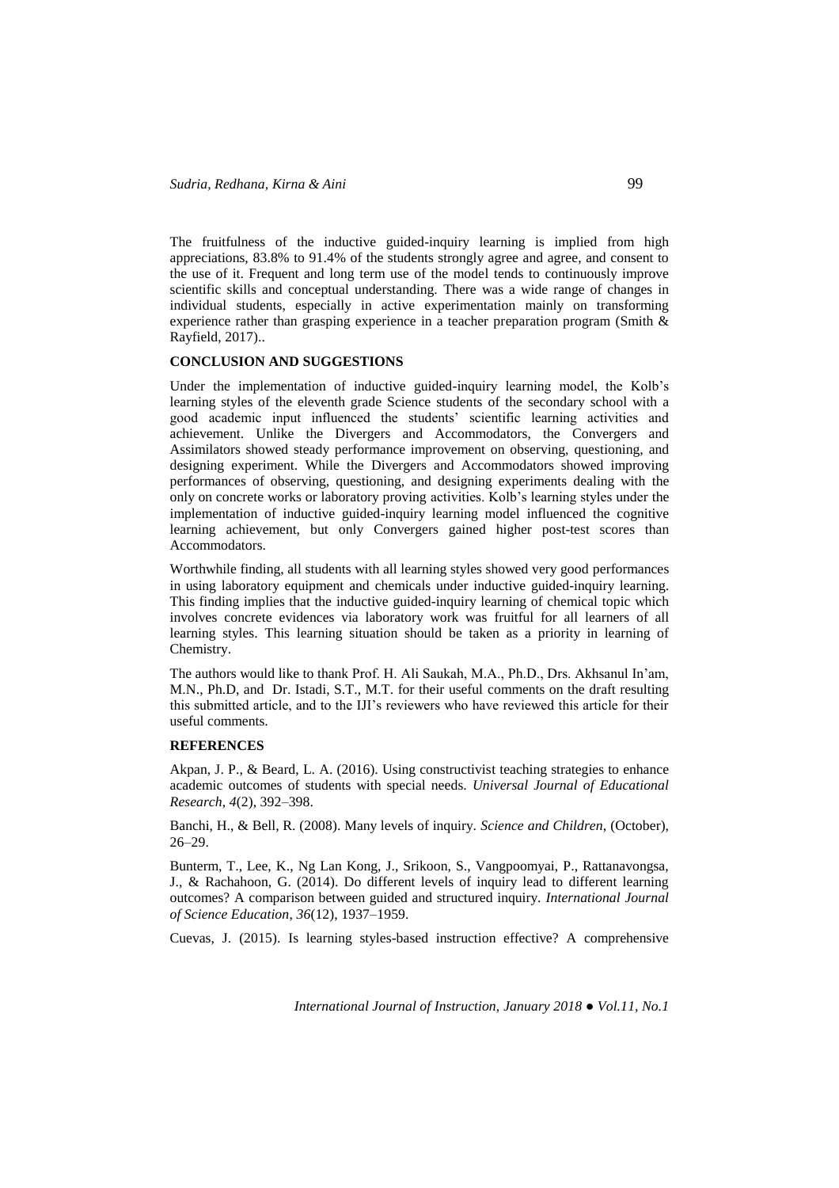The fruitfulness of the inductive guided-inquiry learning is implied from high appreciations, 83.8% to 91.4% of the students strongly agree and agree, and consent to the use of it. Frequent and long term use of the model tends to continuously improve scientific skills and conceptual understanding. There was a wide range of changes in individual students, especially in active experimentation mainly on transforming experience rather than grasping experience in a teacher preparation program (Smith & Rayfield, 2017)..

## CONCLUSION AND SUGGESTIONS

Under the implementation of inductive guided-inquiry learning model, the Kolb's learning styles of the eleventh grade Science students of the secondary school with a good academic input influenced the students' scientific learning activities and achievement. Unlike the Divergers and Accommodators, the Convergers and Assimilators showed steady performance improvement on observing, questioning, and designing experiment. While the Divergers and Accommodators showed improving performances of observing, questioning, and designing experiments dealing with the only on concrete works or laboratory proving activities. Kolb's learning styles under the implementation of inductive guided-inquiry learning model influenced the cognitive learning achievement, but only Convergers gained higher post-test scores than Accommodators.

Worthwhile finding, all students with all learning styles showed very good performances in using laboratory equipment and chemicals under inductive guided-inquiry learning. This finding implies that the inductive guided-inquiry learning of chemical topic which involves concrete evidences via laboratory work was fruitful for all learners of all learning styles. This learning situation should be taken as a priority in learning of Chemistry.

The authors would like to thank Prof. H. Ali Saukah, M.A., Ph.D., Drs. Akhsanul In'am, M.N., Ph.D, and Dr. Istadi, S.T., M.T. for their useful comments on the draft resulting this submitted article, and to the IJI's reviewers who have reviewed this article for their useful comments.

## REFERENCES

Akpan, J. P., & Beard, L. A. (2016). Using constructivist teaching strategies to enhance academic outcomes of students with special needs. *Universal Journal of Educational Research*, *4*(2), 392–398.

Banchi, H., & Bell, R. (2008). Many levels of inquiry. *Science and Children*, (October), 26–29.

Bunterm, T., Lee, K., Ng Lan Kong, J., Srikoon, S., Vangpoomyai, P., Rattanavongsa, J., & Rachahoon, G. (2014). Do different levels of inquiry lead to different learning outcomes? A comparison between guided and structured inquiry. *International Journal of Science Education*, *36*(12), 1937–1959.

Cuevas, J. (2015). Is learning styles-based instruction effective? A comprehensive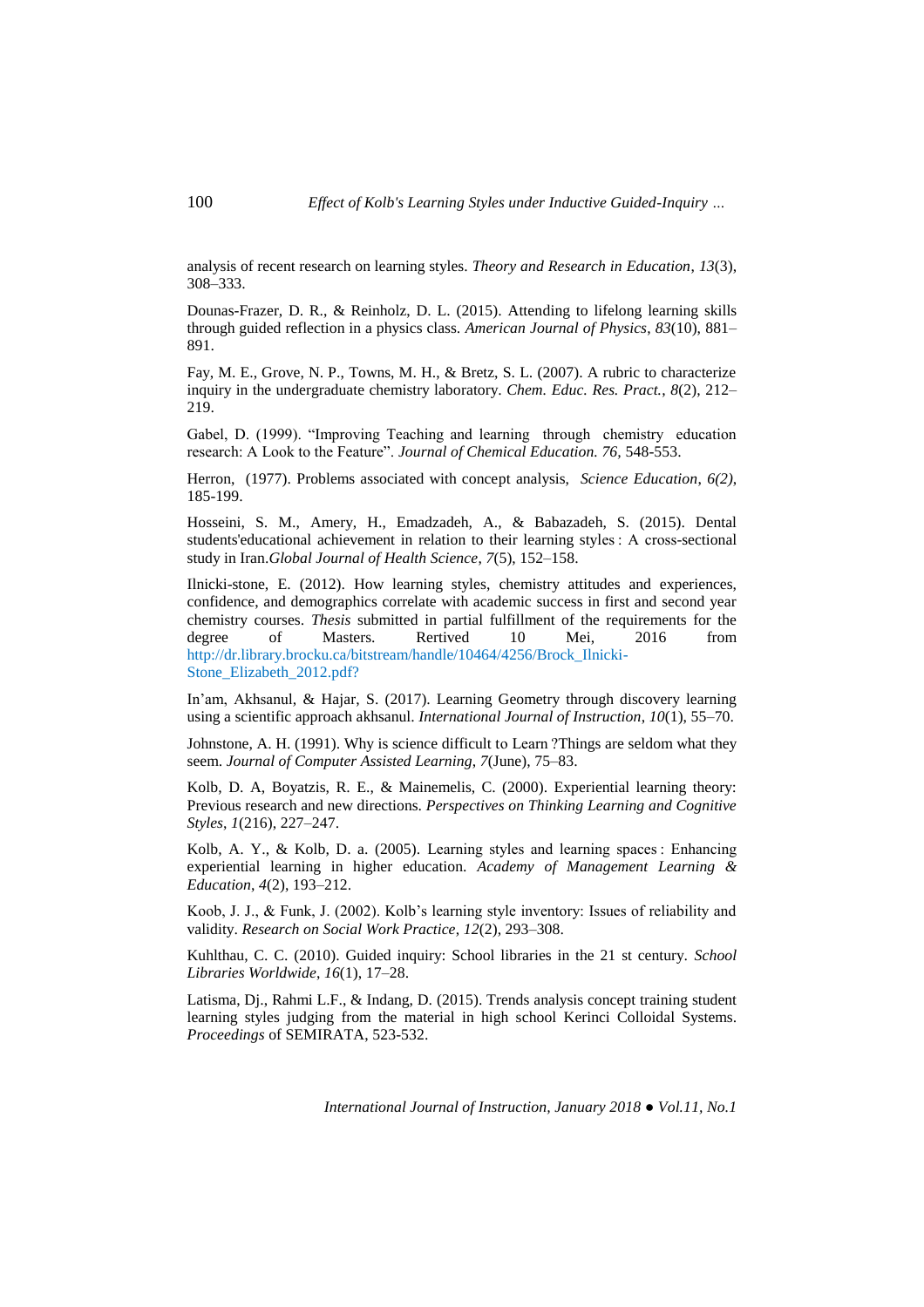analysis of recent research on learning styles. *Theory and Research in Education*, *13*(3), 308–333.

Dounas-Frazer, D. R., & Reinholz, D. L. (2015). Attending to lifelong learning skills through guided reflection in a physics class. *American Journal of Physics*, *83*(10), 881–891.

Fay, M. E., Grove, N. P., Towns, M. H., & Bretz, S. L. (2007). A rubric to characterize inquiry in the undergraduate chemistry laboratory. *Chem. Educ. Res. Pract.*, *8*(2), 212–219.

Gabel, D. (1999). "Improving Teaching and learning through chemistry education research: A Look to the Feature". *Journal of Chemical Education. 76,* 548-553.

Herron, (1977). Problems associated with concept analysis, *Science Education*, *6(2)*, 185-199.

Hosseini, S. M., Amery, H., Emadzadeh, A., & Babazadeh, S. (2015). Dental students'educational achievement in relation to their learning styles : A cross-sectional study in Iran.*Global Journal of Health Science*, *7*(5), 152–158.

Ilnicki-stone, E. (2012). How learning styles, chemistry attitudes and experiences, confidence, and demographics correlate with academic success in first and second year chemistry courses. *Thesis* submitted in partial fulfillment of the requirements for the degree of Masters. Rertived 10 Mei, 2016 from http://dr.library.brocku.ca/bitstream/handle/10464/4256/Brock_Ilnicki-Stone_Elizabeth_2012.pdf?

In'am, Akhsanul, & Hajar, S. (2017). Learning Geometry through discovery learning using a scientific approach akhsanul. *International Journal of Instruction*, *10*(1), 55–70.

Johnstone, A. H. (1991). Why is science difficult to Learn ?Things are seldom what they seem. *Journal of Computer Assisted Learning*, *7*(June), 75–83.

Kolb, D. A, Boyatzis, R. E., & Mainemelis, C. (2000). Experiential learning theory: Previous research and new directions. *Perspectives on Thinking Learning and Cognitive Styles*, *1*(216), 227–247.

Kolb, A. Y., & Kolb, D. a. (2005). Learning styles and learning spaces : Enhancing experiential learning in higher education. *Academy of Management Learning & Education*, *4*(2), 193–212.

Koob, J. J., & Funk, J. (2002). Kolb's learning style inventory: Issues of reliability and validity. *Research on Social Work Practice*, *12*(2), 293–308.

Kuhlthau, C. C. (2010). Guided inquiry: School libraries in the 21 st century. *School Libraries Worldwide*, *16*(1), 17–28.

Latisma, Dj., Rahmi L.F., & Indang, D. (2015). Trends analysis concept training student learning styles judging from the material in high school Kerinci Colloidal Systems. *Proceedings* of SEMIRATA, 523-532.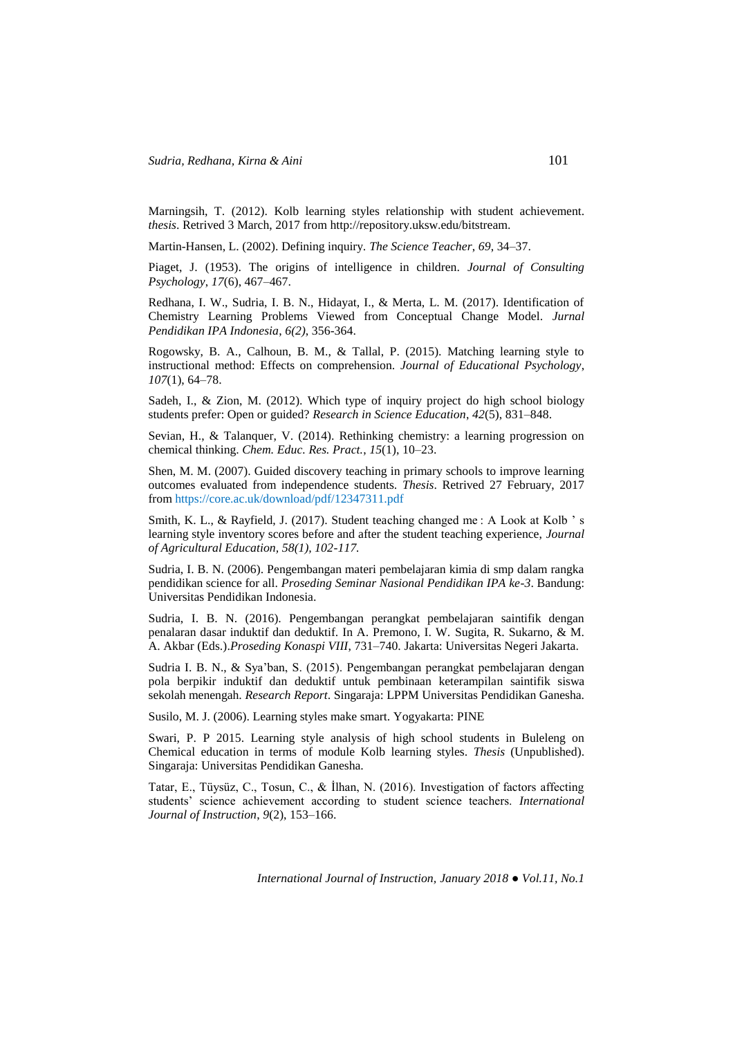Marningsih, T. (2012). Kolb learning styles relationship with student achievement. *thesis*. Retrived 3 March, 2017 from http://repository.uksw.edu/bitstream.

Martin-Hansen, L. (2002). Defining inquiry. *The Science Teacher*, *69*, 34–37.

Piaget, J. (1953). The origins of intelligence in children. *Journal of Consulting Psychology*, *17*(6), 467–467.

Redhana, I. W., Sudria, I. B. N., Hidayat, I., & Merta, L. M. (2017). Identification of Chemistry Learning Problems Viewed from Conceptual Change Model. *Jurnal Pendidikan IPA Indonesia*, *6(2)*, 356-364.

Rogowsky, B. A., Calhoun, B. M., & Tallal, P. (2015). Matching learning style to instructional method: Effects on comprehension. *Journal of Educational Psychology*, *107*(1), 64–78.

Sadeh, I., & Zion, M. (2012). Which type of inquiry project do high school biology students prefer: Open or guided? *Research in Science Education*, *42*(5), 831–848.

Sevian, H., & Talanquer, V. (2014). Rethinking chemistry: a learning progression on chemical thinking. *Chem. Educ. Res. Pract.*, *15*(1), 10–23.

Shen, M. M. (2007). Guided discovery teaching in primary schools to improve learning outcomes evaluated from independence students. *Thesis*. Retrived 27 February, 2017 from https://core.ac.uk/download/pdf/12347311.pdf

Smith, K. L., & Rayfield, J. (2017). Student teaching changed me : A Look at Kolb ' s learning style inventory scores before and after the student teaching experience, *Journal of Agricultural Education, 58(1), 102-117.*

Sudria, I. B. N. (2006). Pengembangan materi pembelajaran kimia di smp dalam rangka pendidikan science for all. *Proseding Seminar Nasional Pendidikan IPA ke-3*. Bandung: Universitas Pendidikan Indonesia.

Sudria, I. B. N. (2016). Pengembangan perangkat pembelajaran saintifik dengan penalaran dasar induktif dan deduktif. In A. Premono, I. W. Sugita, R. Sukarno, & M. A. Akbar (Eds.).*Proseding Konaspi VIII*, 731–740. Jakarta: Universitas Negeri Jakarta.

Sudria I. B. N., & Sya'ban, S. (2015). Pengembangan perangkat pembelajaran dengan pola berpikir induktif dan deduktif untuk pembinaan keterampilan saintifik siswa sekolah menengah. *Research Report*. Singaraja: LPPM Universitas Pendidikan Ganesha.

Susilo, M. J. (2006). Learning styles make smart. Yogyakarta: PINE

Swari, P. P 2015. Learning style analysis of high school students in Buleleng on Chemical education in terms of module Kolb learning styles. *Thesis* (Unpublished). Singaraja: Universitas Pendidikan Ganesha.

Tatar, E., Tüysüz, C., Tosun, C., & İlhan, N. (2016). Investigation of factors affecting students' science achievement according to student science teachers. *International Journal of Instruction*, *9*(2), 153–166.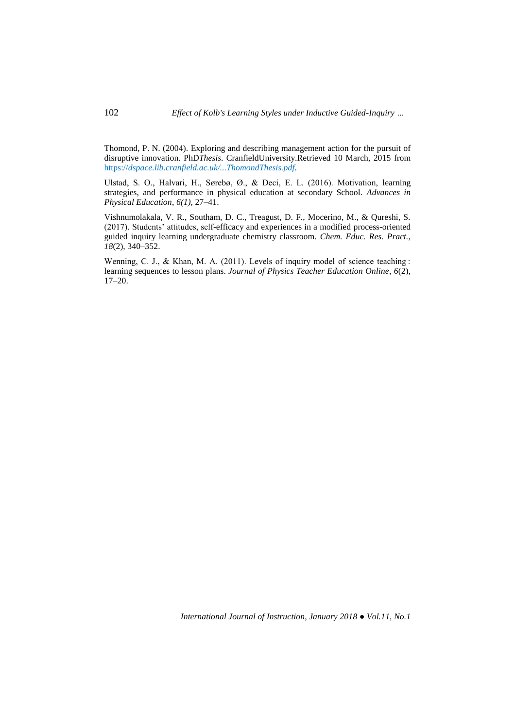Thomond, P. N. (2004). Exploring and describing management action for the pursuit of disruptive innovation. PhD*Thesis*. CranfieldUniversity.Retrieved 10 March, 2015 from https://*dspace.lib.cranfield.ac.uk/...ThomondThesis.pdf*.

Ulstad, S. O., Halvari, H., Sørebø, Ø., & Deci, E. L. (2016). Motivation, learning strategies, and performance in physical education at secondary School. *Advances in Physical Education*, *6(1)*, 27–41.

Vishnumolakala, V. R., Southam, D. C., Treagust, D. F., Mocerino, M., & Qureshi, S. (2017). Students' attitudes, self-efficacy and experiences in a modified process-oriented guided inquiry learning undergraduate chemistry classroom. *Chem. Educ. Res. Pract.*, *18*(2), 340–352.

Wenning, C. J., & Khan, M. A. (2011). Levels of inquiry model of science teaching : learning sequences to lesson plans. *Journal of Physics Teacher Education Online*, *6*(2), 17–20.